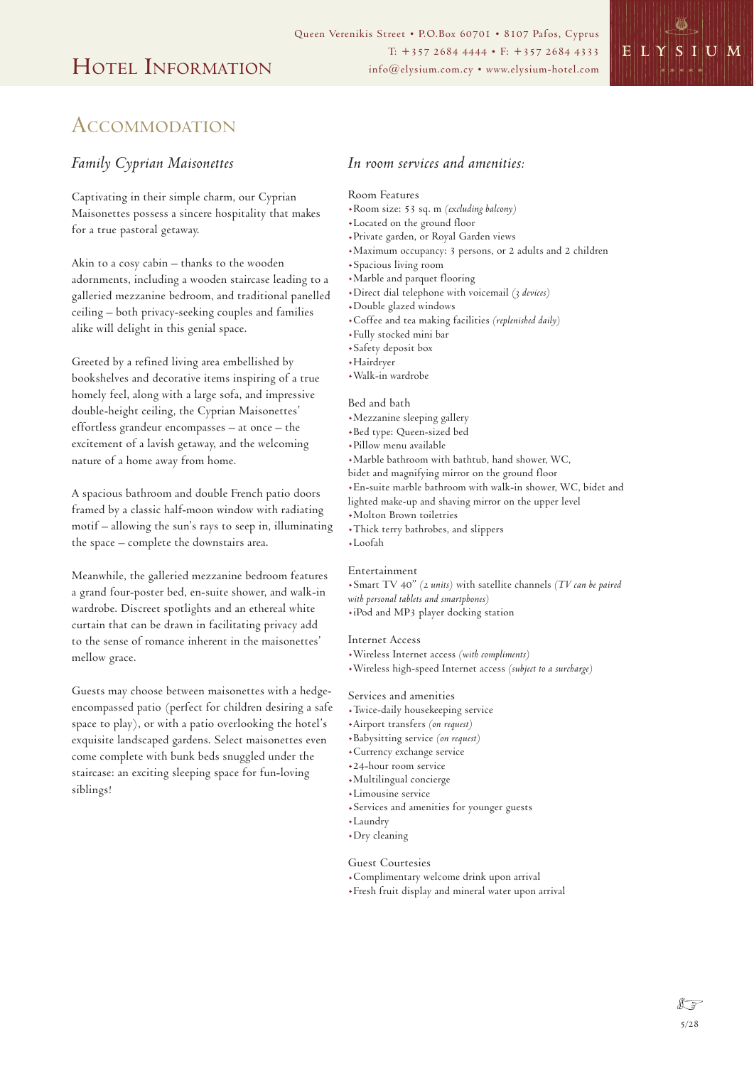# Hotel Information

Queen Verenikis Street • P.O.Box 60701 • 8107 Pafos, Cyprus
T: +357 2684 4444 • F: +357 2684 4333
info@elysium.com.cy • www.elysium-hotel.com

ELYSIUM

## Accommodation

### *Family Cyprian Maisonettes*

Captivating in their simple charm, our Cyprian Maisonettes possess a sincere hospitality that makes for a true pastoral getaway.

Akin to a cosy cabin – thanks to the wooden adornments, including a wooden staircase leading to a galleried mezzanine bedroom, and traditional panelled ceiling – both privacy-seeking couples and families alike will delight in this genial space.

Greeted by a refined living area embellished by bookshelves and decorative items inspiring of a true homely feel, along with a large sofa, and impressive double-height ceiling, the Cyprian Maisonettes' effortless grandeur encompasses – at once – the excitement of a lavish getaway, and the welcoming nature of a home away from home.

A spacious bathroom and double French patio doors framed by a classic half-moon window with radiating motif – allowing the sun's rays to seep in, illuminating the space – complete the downstairs area.

Meanwhile, the galleried mezzanine bedroom features a grand four-poster bed, en-suite shower, and walk-in wardrobe. Discreet spotlights and an ethereal white curtain that can be drawn in facilitating privacy add to the sense of romance inherent in the maisonettes' mellow grace.

Guests may choose between maisonettes with a hedge-encompassed patio (perfect for children desiring a safe space to play), or with a patio overlooking the hotel's exquisite landscaped gardens. Select maisonettes even come complete with bunk beds snuggled under the staircase: an exciting sleeping space for fun-loving siblings!

### *In room services and amenities:*

Room Features
- Room size: 53 sq. m *(excluding balcony)*
- Located on the ground floor
- Private garden, or Royal Garden views
- Maximum occupancy: 3 persons, or 2 adults and 2 children
- Spacious living room
- Marble and parquet flooring
- Direct dial telephone with voicemail *(3 devices)*
- Double glazed windows
- Coffee and tea making facilities *(replenished daily)*
- Fully stocked mini bar
- Safety deposit box
- Hairdryer
- Walk-in wardrobe

Bed and bath
- Mezzanine sleeping gallery
- Bed type: Queen-sized bed
- Pillow menu available
- Marble bathroom with bathtub, hand shower, WC, bidet and magnifying mirror on the ground floor
- En-suite marble bathroom with walk-in shower, WC, bidet and lighted make-up and shaving mirror on the upper level
- Molton Brown toiletries
- Thick terry bathrobes, and slippers
- Loofah

Entertainment
- Smart TV 40" *(2 units)* with satellite channels *(TV can be paired with personal tablets and smartphones)*
- iPod and MP3 player docking station

Internet Access
- Wireless Internet access *(with compliments)*
- Wireless high-speed Internet access *(subject to a surcharge)*

Services and amenities
- Twice-daily housekeeping service
- Airport transfers *(on request)*
- Babysitting service *(on request)*
- Currency exchange service
- 24-hour room service
- Multilingual concierge
- Limousine service
- Services and amenities for younger guests
- Laundry
- Dry cleaning

Guest Courtesies
- Complimentary welcome drink upon arrival
- Fresh fruit display and mineral water upon arrival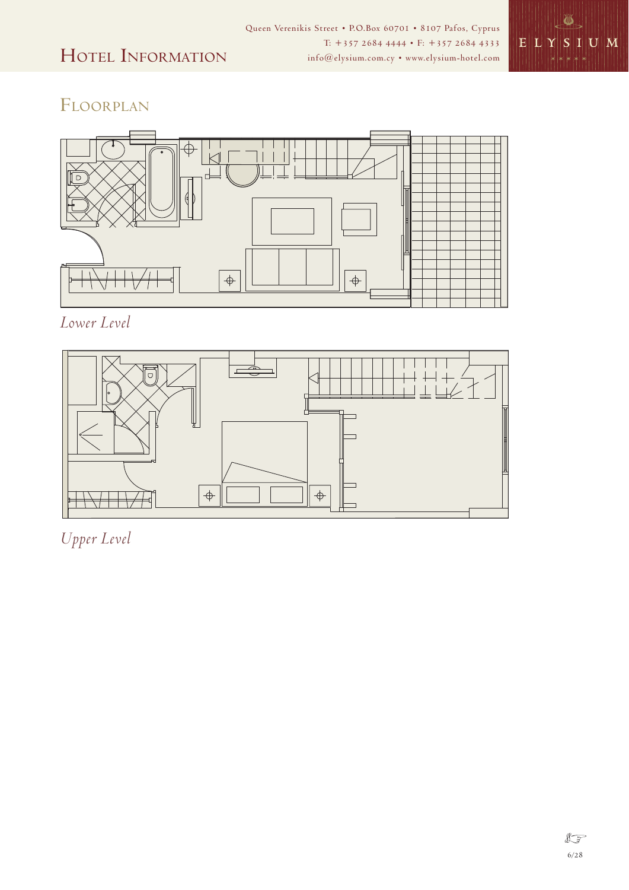# Hotel Information

# Floorplan

*Lower Level*

*Upper Level*